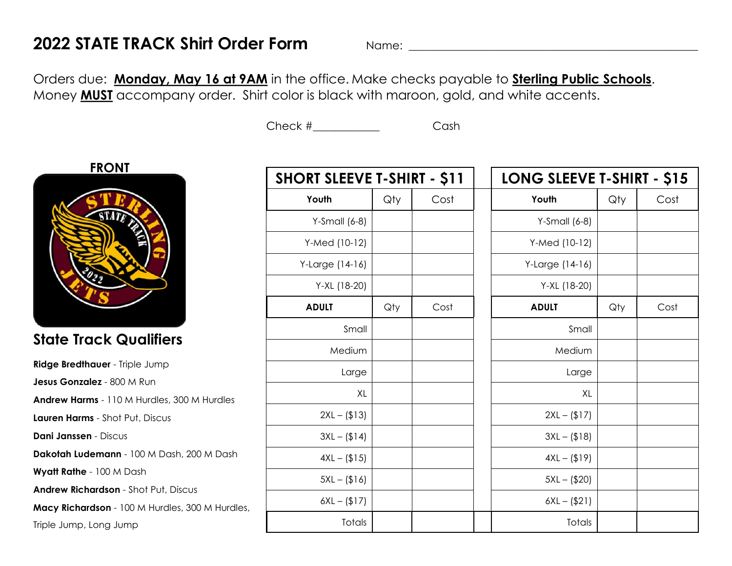# 2022 STATE TRACK Shirt Order Form

Name: ___________________________________________________

Orders due: **Monday, May 16 at 9AM** in the office. Make checks payable to **Sterling Public Schools**. Money **MUST** accompany order. Shirt color is black with maroon, gold, and white accents.

Check #___________ Cash

**FRONT**

## State Track Qualifiers

**Ridge Bredthauer** - Triple Jump

**Jesus Gonzalez** - 800 M Run

**Andrew Harms** - 110 M Hurdles, 300 M Hurdles

**Lauren Harms** - Shot Put, Discus

**Dani Janssen** - Discus

**Dakotah Ludemann** - 100 M Dash, 200 M Dash

**Wyatt Rathe** - 100 M Dash

**Andrew Richardson** - Shot Put, Discus

**Macy Richardson** - 100 M Hurdles, 300 M Hurdles, Triple Jump, Long Jump

| SHORT SLEEVE T-SHIRT - $11 | | | | LONG SLEEVE T-SHIRT - $15 | | |
|---|---|---|---|---|---|---|
| **Youth** | Qty | Cost | | **Youth** | Qty | Cost |
| Y-Small (6-8) | | | | Y-Small (6-8) | | |
| Y-Med (10-12) | | | | Y-Med (10-12) | | |
| Y-Large (14-16) | | | | Y-Large (14-16) | | |
| Y-XL (18-20) | | | | Y-XL (18-20) | | |
| **ADULT** | Qty | Cost | | **ADULT** | Qty | Cost |
| Small | | | | Small | | |
| Medium | | | | Medium | | |
| Large | | | | Large | | |
| XL | | | | XL | | |
| 2XL – ($13) | | | | 2XL – ($17) | | |
| 3XL – ($14) | | | | 3XL – ($18) | | |
| 4XL – ($15) | | | | 4XL – ($19) | | |
| 5XL – ($16) | | | | 5XL – ($20) | | |
| 6XL – ($17) | | | | 6XL – ($21) | | |
| Totals | | | | Totals | | |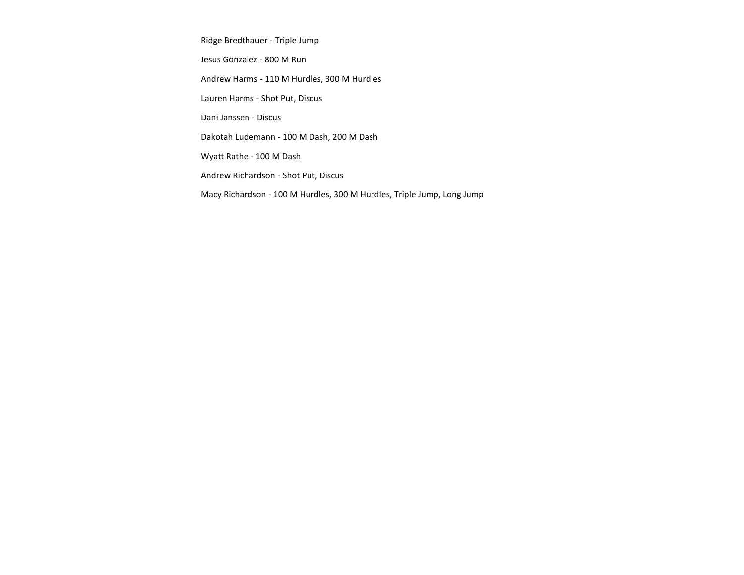Ridge Bredthauer - Triple Jump

Jesus Gonzalez - 800 M Run

Andrew Harms - 110 M Hurdles, 300 M Hurdles

Lauren Harms - Shot Put, Discus

Dani Janssen - Discus

Dakotah Ludemann - 100 M Dash, 200 M Dash

Wyatt Rathe - 100 M Dash

Andrew Richardson - Shot Put, Discus

Macy Richardson - 100 M Hurdles, 300 M Hurdles, Triple Jump, Long Jump